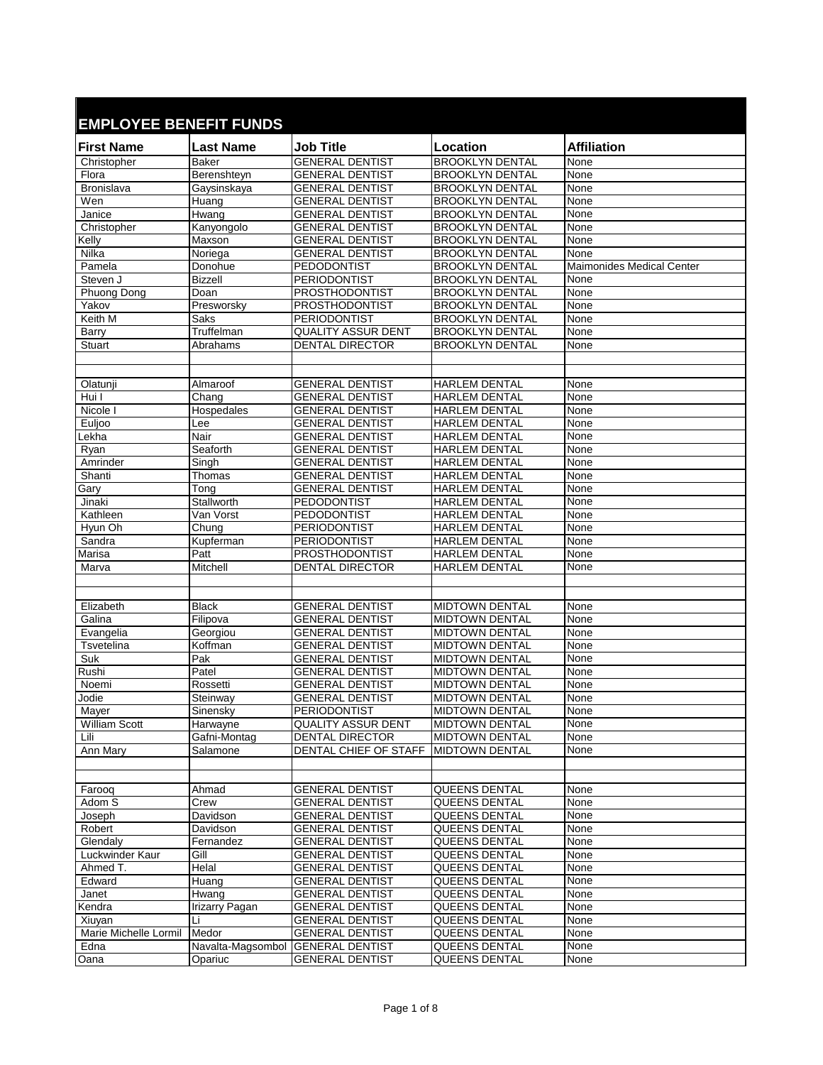# EMPLOYEE BENEFIT FUNDS

| First Name | Last Name | Job Title | Location | Affiliation |
|---|---|---|---|---|
| Christopher | Baker | GENERAL DENTIST | BROOKLYN DENTAL | None |
| Flora | Berenshteyn | GENERAL DENTIST | BROOKLYN DENTAL | None |
| Bronislava | Gaysinskaya | GENERAL DENTIST | BROOKLYN DENTAL | None |
| Wen | Huang | GENERAL DENTIST | BROOKLYN DENTAL | None |
| Janice | Hwang | GENERAL DENTIST | BROOKLYN DENTAL | None |
| Christopher | Kanyongolo | GENERAL DENTIST | BROOKLYN DENTAL | None |
| Kelly | Maxson | GENERAL DENTIST | BROOKLYN DENTAL | None |
| Nilka | Noriega | GENERAL DENTIST | BROOKLYN DENTAL | None |
| Pamela | Donohue | PEDODONTIST | BROOKLYN DENTAL | Maimonides Medical Center |
| Steven J | Bizzell | PERIODONTIST | BROOKLYN DENTAL | None |
| Phuong Dong | Doan | PROSTHODONTIST | BROOKLYN DENTAL | None |
| Yakov | Presworsky | PROSTHODONTIST | BROOKLYN DENTAL | None |
| Keith M | Saks | PERIODONTIST | BROOKLYN DENTAL | None |
| Barry | Truffelman | QUALITY ASSUR DENT | BROOKLYN DENTAL | None |
| Stuart | Abrahams | DENTAL DIRECTOR | BROOKLYN DENTAL | None |
| | | | | |
| | | | | |
| Olatunji | Almaroof | GENERAL DENTIST | HARLEM DENTAL | None |
| Hui I | Chang | GENERAL DENTIST | HARLEM DENTAL | None |
| Nicole I | Hospedales | GENERAL DENTIST | HARLEM DENTAL | None |
| Euljoo | Lee | GENERAL DENTIST | HARLEM DENTAL | None |
| Lekha | Nair | GENERAL DENTIST | HARLEM DENTAL | None |
| Ryan | Seaforth | GENERAL DENTIST | HARLEM DENTAL | None |
| Amrinder | Singh | GENERAL DENTIST | HARLEM DENTAL | None |
| Shanti | Thomas | GENERAL DENTIST | HARLEM DENTAL | None |
| Gary | Tong | GENERAL DENTIST | HARLEM DENTAL | None |
| Jinaki | Stallworth | PEDODONTIST | HARLEM DENTAL | None |
| Kathleen | Van Vorst | PEDODONTIST | HARLEM DENTAL | None |
| Hyun Oh | Chung | PERIODONTIST | HARLEM DENTAL | None |
| Sandra | Kupferman | PERIODONTIST | HARLEM DENTAL | None |
| Marisa | Patt | PROSTHODONTIST | HARLEM DENTAL | None |
| Marva | Mitchell | DENTAL DIRECTOR | HARLEM DENTAL | None |
| | | | | |
| | | | | |
| Elizabeth | Black | GENERAL DENTIST | MIDTOWN DENTAL | None |
| Galina | Filipova | GENERAL DENTIST | MIDTOWN DENTAL | None |
| Evangelia | Georgiou | GENERAL DENTIST | MIDTOWN DENTAL | None |
| Tsvetelina | Koffman | GENERAL DENTIST | MIDTOWN DENTAL | None |
| Suk | Pak | GENERAL DENTIST | MIDTOWN DENTAL | None |
| Rushi | Patel | GENERAL DENTIST | MIDTOWN DENTAL | None |
| Noemi | Rossetti | GENERAL DENTIST | MIDTOWN DENTAL | None |
| Jodie | Steinway | GENERAL DENTIST | MIDTOWN DENTAL | None |
| Mayer | Sinensky | PERIODONTIST | MIDTOWN DENTAL | None |
| William Scott | Harwayne | QUALITY ASSUR DENT | MIDTOWN DENTAL | None |
| Lili | Gafni-Montag | DENTAL DIRECTOR | MIDTOWN DENTAL | None |
| Ann Mary | Salamone | DENTAL CHIEF OF STAFF | MIDTOWN DENTAL | None |
| | | | | |
| | | | | |
| Farooq | Ahmad | GENERAL DENTIST | QUEENS DENTAL | None |
| Adom S | Crew | GENERAL DENTIST | QUEENS DENTAL | None |
| Joseph | Davidson | GENERAL DENTIST | QUEENS DENTAL | None |
| Robert | Davidson | GENERAL DENTIST | QUEENS DENTAL | None |
| Glendaly | Fernandez | GENERAL DENTIST | QUEENS DENTAL | None |
| Luckwinder Kaur | Gill | GENERAL DENTIST | QUEENS DENTAL | None |
| Ahmed T. | Helal | GENERAL DENTIST | QUEENS DENTAL | None |
| Edward | Huang | GENERAL DENTIST | QUEENS DENTAL | None |
| Janet | Hwang | GENERAL DENTIST | QUEENS DENTAL | None |
| Kendra | Irizarry Pagan | GENERAL DENTIST | QUEENS DENTAL | None |
| Xiuyan | Li | GENERAL DENTIST | QUEENS DENTAL | None |
| Marie Michelle Lormil | Medor | GENERAL DENTIST | QUEENS DENTAL | None |
| Edna | Navalta-Magsombol | GENERAL DENTIST | QUEENS DENTAL | None |
| Oana | Opariuc | GENERAL DENTIST | QUEENS DENTAL | None |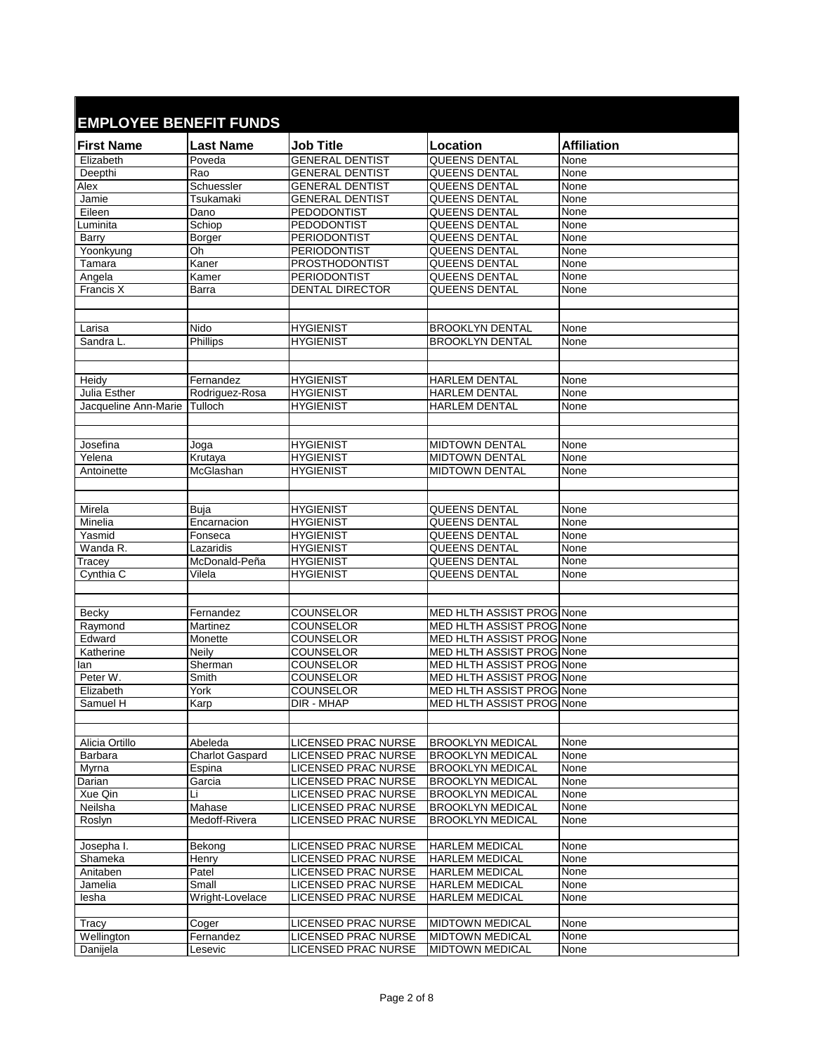## EMPLOYEE BENEFIT FUNDS

| First Name | Last Name | Job Title | Location | Affiliation |
|---|---|---|---|---|
| Elizabeth | Poveda | GENERAL DENTIST | QUEENS DENTAL | None |
| Deepthi | Rao | GENERAL DENTIST | QUEENS DENTAL | None |
| Alex | Schuessler | GENERAL DENTIST | QUEENS DENTAL | None |
| Jamie | Tsukamaki | GENERAL DENTIST | QUEENS DENTAL | None |
| Eileen | Dano | PEDODONTIST | QUEENS DENTAL | None |
| Luminita | Schiop | PEDODONTIST | QUEENS DENTAL | None |
| Barry | Borger | PERIODONTIST | QUEENS DENTAL | None |
| Yoonkyung | Oh | PERIODONTIST | QUEENS DENTAL | None |
| Tamara | Kaner | PROSTHODONTIST | QUEENS DENTAL | None |
| Angela | Kamer | PERIODONTIST | QUEENS DENTAL | None |
| Francis X | Barra | DENTAL DIRECTOR | QUEENS DENTAL | None |
| | | | | |
| | | | | |
| Larisa | Nido | HYGIENIST | BROOKLYN DENTAL | None |
| Sandra L. | Phillips | HYGIENIST | BROOKLYN DENTAL | None |
| | | | | |
| | | | | |
| Heidy | Fernandez | HYGIENIST | HARLEM DENTAL | None |
| Julia Esther | Rodriguez-Rosa | HYGIENIST | HARLEM DENTAL | None |
| Jacqueline Ann-Marie | Tulloch | HYGIENIST | HARLEM DENTAL | None |
| | | | | |
| | | | | |
| Josefina | Joga | HYGIENIST | MIDTOWN DENTAL | None |
| Yelena | Krutaya | HYGIENIST | MIDTOWN DENTAL | None |
| Antoinette | McGlashan | HYGIENIST | MIDTOWN DENTAL | None |
| | | | | |
| | | | | |
| Mirela | Buja | HYGIENIST | QUEENS DENTAL | None |
| Minelia | Encarnacion | HYGIENIST | QUEENS DENTAL | None |
| Yasmid | Fonseca | HYGIENIST | QUEENS DENTAL | None |
| Wanda R. | Lazaridis | HYGIENIST | QUEENS DENTAL | None |
| Tracey | McDonald-Peña | HYGIENIST | QUEENS DENTAL | None |
| Cynthia C | Vilela | HYGIENIST | QUEENS DENTAL | None |
| | | | | |
| | | | | |
| Becky | Fernandez | COUNSELOR | MED HLTH ASSIST PROG | None |
| Raymond | Martinez | COUNSELOR | MED HLTH ASSIST PROG | None |
| Edward | Monette | COUNSELOR | MED HLTH ASSIST PROG | None |
| Katherine | Neily | COUNSELOR | MED HLTH ASSIST PROG | None |
| Ian | Sherman | COUNSELOR | MED HLTH ASSIST PROG | None |
| Peter W. | Smith | COUNSELOR | MED HLTH ASSIST PROG | None |
| Elizabeth | York | COUNSELOR | MED HLTH ASSIST PROG | None |
| Samuel H | Karp | DIR - MHAP | MED HLTH ASSIST PROG | None |
| | | | | |
| | | | | |
| Alicia Ortillo | Abeleda | LICENSED PRAC NURSE | BROOKLYN MEDICAL | None |
| Barbara | Charlot Gaspard | LICENSED PRAC NURSE | BROOKLYN MEDICAL | None |
| Myrna | Espina | LICENSED PRAC NURSE | BROOKLYN MEDICAL | None |
| Darian | Garcia | LICENSED PRAC NURSE | BROOKLYN MEDICAL | None |
| Xue Qin | Li | LICENSED PRAC NURSE | BROOKLYN MEDICAL | None |
| Neilsha | Mahase | LICENSED PRAC NURSE | BROOKLYN MEDICAL | None |
| Roslyn | Medoff-Rivera | LICENSED PRAC NURSE | BROOKLYN MEDICAL | None |
| | | | | |
| Josepha I. | Bekong | LICENSED PRAC NURSE | HARLEM MEDICAL | None |
| Shameka | Henry | LICENSED PRAC NURSE | HARLEM MEDICAL | None |
| Anitaben | Patel | LICENSED PRAC NURSE | HARLEM MEDICAL | None |
| Jamelia | Small | LICENSED PRAC NURSE | HARLEM MEDICAL | None |
| Iesha | Wright-Lovelace | LICENSED PRAC NURSE | HARLEM MEDICAL | None |
| | | | | |
| Tracy | Coger | LICENSED PRAC NURSE | MIDTOWN MEDICAL | None |
| Wellington | Fernandez | LICENSED PRAC NURSE | MIDTOWN MEDICAL | None |
| Danijela | Lesevic | LICENSED PRAC NURSE | MIDTOWN MEDICAL | None |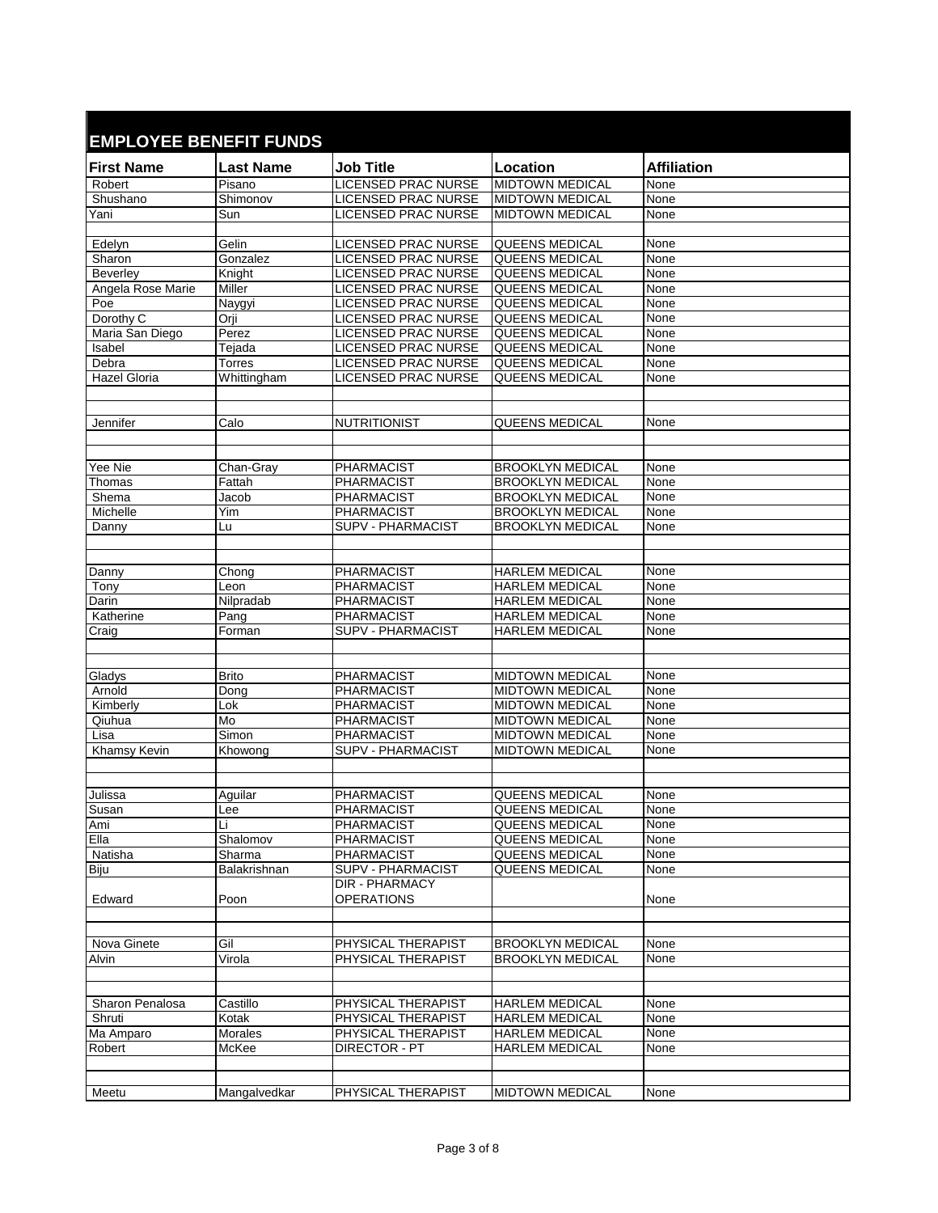## EMPLOYEE BENEFIT FUNDS

| First Name | Last Name | Job Title | Location | Affiliation |
|---|---|---|---|---|
| Robert | Pisano | LICENSED PRAC NURSE | MIDTOWN MEDICAL | None |
| Shushano | Shimonov | LICENSED PRAC NURSE | MIDTOWN MEDICAL | None |
| Yani | Sun | LICENSED PRAC NURSE | MIDTOWN MEDICAL | None |
| | | | | |
| Edelyn | Gelin | LICENSED PRAC NURSE | QUEENS MEDICAL | None |
| Sharon | Gonzalez | LICENSED PRAC NURSE | QUEENS MEDICAL | None |
| Beverley | Knight | LICENSED PRAC NURSE | QUEENS MEDICAL | None |
| Angela Rose Marie | Miller | LICENSED PRAC NURSE | QUEENS MEDICAL | None |
| Poe | Naygyi | LICENSED PRAC NURSE | QUEENS MEDICAL | None |
| Dorothy C | Orji | LICENSED PRAC NURSE | QUEENS MEDICAL | None |
| Maria San Diego | Perez | LICENSED PRAC NURSE | QUEENS MEDICAL | None |
| Isabel | Tejada | LICENSED PRAC NURSE | QUEENS MEDICAL | None |
| Debra | Torres | LICENSED PRAC NURSE | QUEENS MEDICAL | None |
| Hazel Gloria | Whittingham | LICENSED PRAC NURSE | QUEENS MEDICAL | None |
| | | | | |
| | | | | |
| Jennifer | Calo | NUTRITIONIST | QUEENS MEDICAL | None |
| | | | | |
| | | | | |
| Yee Nie | Chan-Gray | PHARMACIST | BROOKLYN MEDICAL | None |
| Thomas | Fattah | PHARMACIST | BROOKLYN MEDICAL | None |
| Shema | Jacob | PHARMACIST | BROOKLYN MEDICAL | None |
| Michelle | Yim | PHARMACIST | BROOKLYN MEDICAL | None |
| Danny | Lu | SUPV - PHARMACIST | BROOKLYN MEDICAL | None |
| | | | | |
| | | | | |
| Danny | Chong | PHARMACIST | HARLEM MEDICAL | None |
| Tony | Leon | PHARMACIST | HARLEM MEDICAL | None |
| Darin | Nilpradab | PHARMACIST | HARLEM MEDICAL | None |
| Katherine | Pang | PHARMACIST | HARLEM MEDICAL | None |
| Craig | Forman | SUPV - PHARMACIST | HARLEM MEDICAL | None |
| | | | | |
| | | | | |
| Gladys | Brito | PHARMACIST | MIDTOWN MEDICAL | None |
| Arnold | Dong | PHARMACIST | MIDTOWN MEDICAL | None |
| Kimberly | Lok | PHARMACIST | MIDTOWN MEDICAL | None |
| Qiuhua | Mo | PHARMACIST | MIDTOWN MEDICAL | None |
| Lisa | Simon | PHARMACIST | MIDTOWN MEDICAL | None |
| Khamsy Kevin | Khowong | SUPV - PHARMACIST | MIDTOWN MEDICAL | None |
| | | | | |
| | | | | |
| Julissa | Aguilar | PHARMACIST | QUEENS MEDICAL | None |
| Susan | Lee | PHARMACIST | QUEENS MEDICAL | None |
| Ami | Li | PHARMACIST | QUEENS MEDICAL | None |
| Ella | Shalomov | PHARMACIST | QUEENS MEDICAL | None |
| Natisha | Sharma | PHARMACIST | QUEENS MEDICAL | None |
| Biju | Balakrishnan | SUPV - PHARMACIST | QUEENS MEDICAL | None |
| Edward | Poon | DIR - PHARMACY OPERATIONS | | None |
| | | | | |
| | | | | |
| Nova Ginete | Gil | PHYSICAL THERAPIST | BROOKLYN MEDICAL | None |
| Alvin | Virola | PHYSICAL THERAPIST | BROOKLYN MEDICAL | None |
| | | | | |
| | | | | |
| Sharon Penalosa | Castillo | PHYSICAL THERAPIST | HARLEM MEDICAL | None |
| Shruti | Kotak | PHYSICAL THERAPIST | HARLEM MEDICAL | None |
| Ma Amparo | Morales | PHYSICAL THERAPIST | HARLEM MEDICAL | None |
| Robert | McKee | DIRECTOR - PT | HARLEM MEDICAL | None |
| | | | | |
| | | | | |
| Meetu | Mangalvedkar | PHYSICAL THERAPIST | MIDTOWN MEDICAL | None |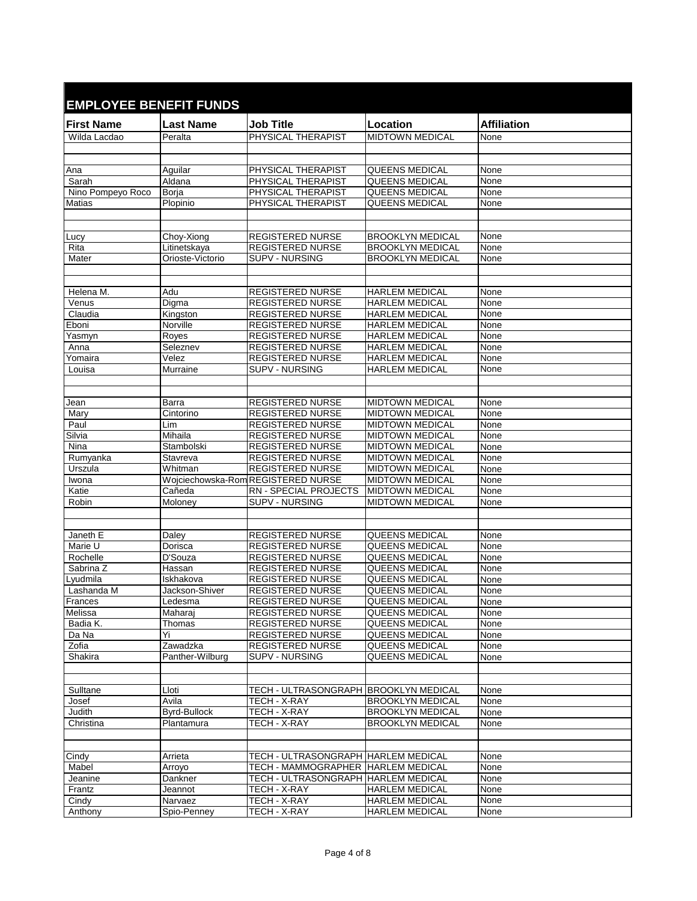## EMPLOYEE BENEFIT FUNDS

| First Name | Last Name | Job Title | Location | Affiliation |
|---|---|---|---|---|
| Wilda Lacdao | Peralta | PHYSICAL THERAPIST | MIDTOWN MEDICAL | None |
| | | | | |
| | | | | |
| Ana | Aguilar | PHYSICAL THERAPIST | QUEENS MEDICAL | None |
| Sarah | Aldana | PHYSICAL THERAPIST | QUEENS MEDICAL | None |
| Nino Pompeyo Roco | Borja | PHYSICAL THERAPIST | QUEENS MEDICAL | None |
| Matias | Plopinio | PHYSICAL THERAPIST | QUEENS MEDICAL | None |
| | | | | |
| | | | | |
| Lucy | Choy-Xiong | REGISTERED NURSE | BROOKLYN MEDICAL | None |
| Rita | Litinetskaya | REGISTERED NURSE | BROOKLYN MEDICAL | None |
| Mater | Orioste-Victorio | SUPV - NURSING | BROOKLYN MEDICAL | None |
| | | | | |
| | | | | |
| Helena M. | Adu | REGISTERED NURSE | HARLEM MEDICAL | None |
| Venus | Digma | REGISTERED NURSE | HARLEM MEDICAL | None |
| Claudia | Kingston | REGISTERED NURSE | HARLEM MEDICAL | None |
| Eboni | Norville | REGISTERED NURSE | HARLEM MEDICAL | None |
| Yasmyn | Royes | REGISTERED NURSE | HARLEM MEDICAL | None |
| Anna | Seleznev | REGISTERED NURSE | HARLEM MEDICAL | None |
| Yomaira | Velez | REGISTERED NURSE | HARLEM MEDICAL | None |
| Louisa | Murraine | SUPV - NURSING | HARLEM MEDICAL | None |
| | | | | |
| | | | | |
| Jean | Barra | REGISTERED NURSE | MIDTOWN MEDICAL | None |
| Mary | Cintorino | REGISTERED NURSE | MIDTOWN MEDICAL | None |
| Paul | Lim | REGISTERED NURSE | MIDTOWN MEDICAL | None |
| Silvia | Mihaila | REGISTERED NURSE | MIDTOWN MEDICAL | None |
| Nina | Stambolski | REGISTERED NURSE | MIDTOWN MEDICAL | None |
| Rumyanka | Stavreva | REGISTERED NURSE | MIDTOWN MEDICAL | None |
| Urszula | Whitman | REGISTERED NURSE | MIDTOWN MEDICAL | None |
| Iwona | Wojciechowska-Rom | REGISTERED NURSE | MIDTOWN MEDICAL | None |
| Katie | Cañeda | RN - SPECIAL PROJECTS | MIDTOWN MEDICAL | None |
| Robin | Moloney | SUPV - NURSING | MIDTOWN MEDICAL | None |
| | | | | |
| | | | | |
| Janeth E | Daley | REGISTERED NURSE | QUEENS MEDICAL | None |
| Marie U | Dorisca | REGISTERED NURSE | QUEENS MEDICAL | None |
| Rochelle | D'Souza | REGISTERED NURSE | QUEENS MEDICAL | None |
| Sabrina Z | Hassan | REGISTERED NURSE | QUEENS MEDICAL | None |
| Lyudmila | Iskhakova | REGISTERED NURSE | QUEENS MEDICAL | None |
| Lashanda M | Jackson-Shiver | REGISTERED NURSE | QUEENS MEDICAL | None |
| Frances | Ledesma | REGISTERED NURSE | QUEENS MEDICAL | None |
| Melissa | Maharaj | REGISTERED NURSE | QUEENS MEDICAL | None |
| Badia K. | Thomas | REGISTERED NURSE | QUEENS MEDICAL | None |
| Da Na | Yi | REGISTERED NURSE | QUEENS MEDICAL | None |
| Zofia | Zawadzka | REGISTERED NURSE | QUEENS MEDICAL | None |
| Shakira | Panther-Wilburg | SUPV - NURSING | QUEENS MEDICAL | None |
| | | | | |
| | | | | |
| Sulltane | Lloti | TECH - ULTRASONGRAPH | BROOKLYN MEDICAL | None |
| Josef | Avila | TECH - X-RAY | BROOKLYN MEDICAL | None |
| Judith | Byrd-Bullock | TECH - X-RAY | BROOKLYN MEDICAL | None |
| Christina | Plantamura | TECH - X-RAY | BROOKLYN MEDICAL | None |
| | | | | |
| | | | | |
| Cindy | Arrieta | TECH - ULTRASONGRAPH | HARLEM MEDICAL | None |
| Mabel | Arroyo | TECH - MAMMOGRAPHER | HARLEM MEDICAL | None |
| Jeanine | Dankner | TECH - ULTRASONGRAPH | HARLEM MEDICAL | None |
| Frantz | Jeannot | TECH - X-RAY | HARLEM MEDICAL | None |
| Cindy | Narvaez | TECH - X-RAY | HARLEM MEDICAL | None |
| Anthony | Spio-Penney | TECH - X-RAY | HARLEM MEDICAL | None |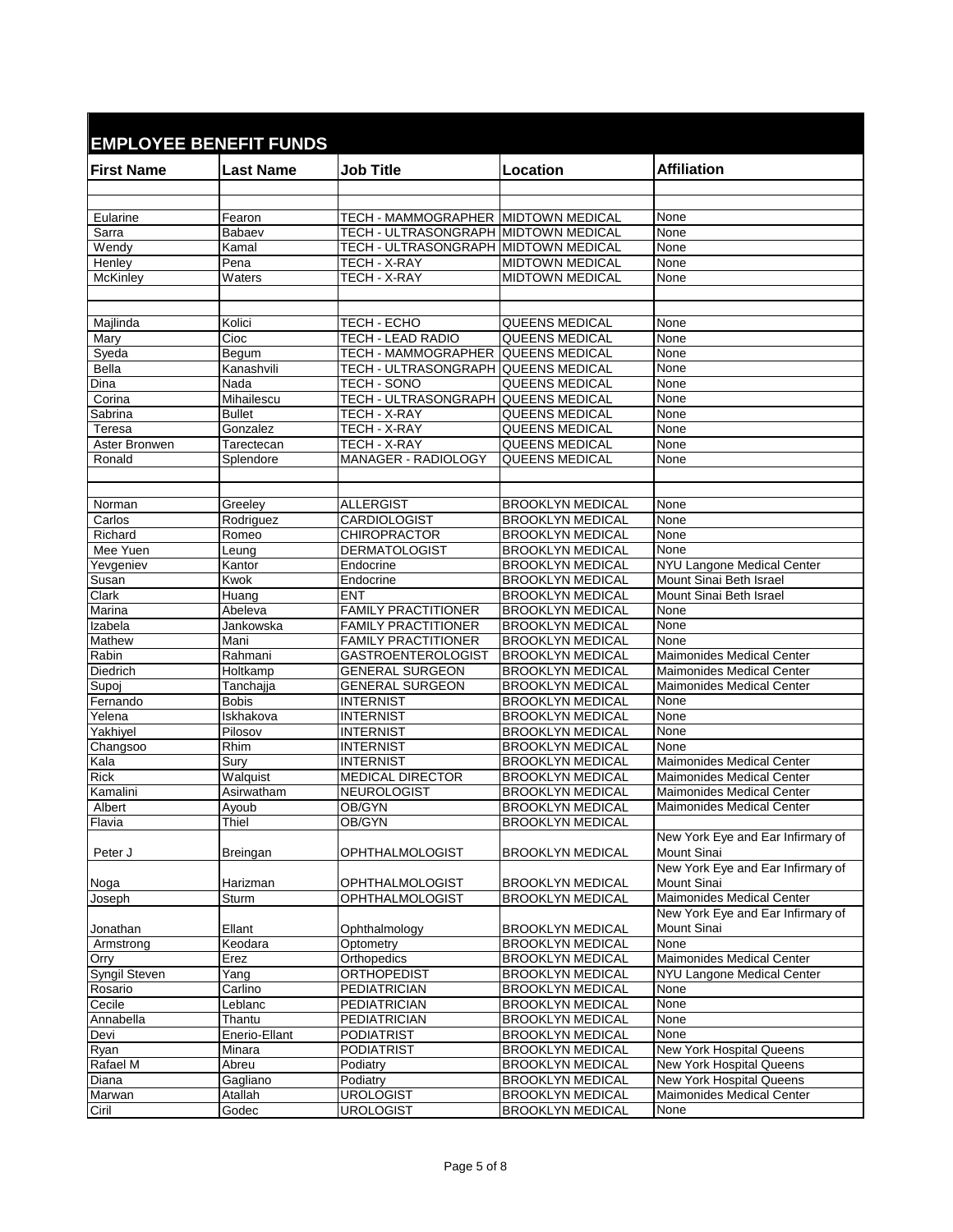## EMPLOYEE BENEFIT FUNDS

| First Name | Last Name | Job Title | Location | Affiliation |
|---|---|---|---|---|
| | | | | |
| | | | | |
| Eularine | Fearon | TECH - MAMMOGRAPHER | MIDTOWN MEDICAL | None |
| Sarra | Babaev | TECH - ULTRASONGRAPH | MIDTOWN MEDICAL | None |
| Wendy | Kamal | TECH - ULTRASONGRAPH | MIDTOWN MEDICAL | None |
| Henley | Pena | TECH - X-RAY | MIDTOWN MEDICAL | None |
| McKinley | Waters | TECH - X-RAY | MIDTOWN MEDICAL | None |
| | | | | |
| | | | | |
| Majlinda | Kolici | TECH - ECHO | QUEENS MEDICAL | None |
| Mary | Cioc | TECH - LEAD RADIO | QUEENS MEDICAL | None |
| Syeda | Begum | TECH - MAMMOGRAPHER | QUEENS MEDICAL | None |
| Bella | Kanashvili | TECH - ULTRASONGRAPH | QUEENS MEDICAL | None |
| Dina | Nada | TECH - SONO | QUEENS MEDICAL | None |
| Corina | Mihailescu | TECH - ULTRASONGRAPH | QUEENS MEDICAL | None |
| Sabrina | Bullet | TECH - X-RAY | QUEENS MEDICAL | None |
| Teresa | Gonzalez | TECH - X-RAY | QUEENS MEDICAL | None |
| Aster Bronwen | Tarectecan | TECH - X-RAY | QUEENS MEDICAL | None |
| Ronald | Splendore | MANAGER - RADIOLOGY | QUEENS MEDICAL | None |
| | | | | |
| | | | | |
| Norman | Greeley | ALLERGIST | BROOKLYN MEDICAL | None |
| Carlos | Rodriguez | CARDIOLOGIST | BROOKLYN MEDICAL | None |
| Richard | Romeo | CHIROPRACTOR | BROOKLYN MEDICAL | None |
| Mee Yuen | Leung | DERMATOLOGIST | BROOKLYN MEDICAL | None |
| Yevgeniev | Kantor | Endocrine | BROOKLYN MEDICAL | NYU Langone Medical Center |
| Susan | Kwok | Endocrine | BROOKLYN MEDICAL | Mount Sinai Beth Israel |
| Clark | Huang | ENT | BROOKLYN MEDICAL | Mount Sinai Beth Israel |
| Marina | Abeleva | FAMILY PRACTITIONER | BROOKLYN MEDICAL | None |
| Izabela | Jankowska | FAMILY PRACTITIONER | BROOKLYN MEDICAL | None |
| Mathew | Mani | FAMILY PRACTITIONER | BROOKLYN MEDICAL | None |
| Rabin | Rahmani | GASTROENTEROLOGIST | BROOKLYN MEDICAL | Maimonides Medical Center |
| Diedrich | Holtkamp | GENERAL SURGEON | BROOKLYN MEDICAL | Maimonides Medical Center |
| Supoj | Tanchajja | GENERAL SURGEON | BROOKLYN MEDICAL | Maimonides Medical Center |
| Fernando | Bobis | INTERNIST | BROOKLYN MEDICAL | None |
| Yelena | Iskhakova | INTERNIST | BROOKLYN MEDICAL | None |
| Yakhiyel | Pilosov | INTERNIST | BROOKLYN MEDICAL | None |
| Changsoo | Rhim | INTERNIST | BROOKLYN MEDICAL | None |
| Kala | Sury | INTERNIST | BROOKLYN MEDICAL | Maimonides Medical Center |
| Rick | Walquist | MEDICAL DIRECTOR | BROOKLYN MEDICAL | Maimonides Medical Center |
| Kamalini | Asirwatham | NEUROLOGIST | BROOKLYN MEDICAL | Maimonides Medical Center |
| Albert | Ayoub | OB/GYN | BROOKLYN MEDICAL | Maimonides Medical Center |
| Flavia | Thiel | OB/GYN | BROOKLYN MEDICAL | |
| Peter J | Breingan | OPHTHALMOLOGIST | BROOKLYN MEDICAL | New York Eye and Ear Infirmary of Mount Sinai |
| Noga | Harizman | OPHTHALMOLOGIST | BROOKLYN MEDICAL | New York Eye and Ear Infirmary of Mount Sinai |
| Joseph | Sturm | OPHTHALMOLOGIST | BROOKLYN MEDICAL | Maimonides Medical Center |
| Jonathan | Ellant | Ophthalmology | BROOKLYN MEDICAL | New York Eye and Ear Infirmary of Mount Sinai |
| Armstrong | Keodara | Optometry | BROOKLYN MEDICAL | None |
| Orry | Erez | Orthopedics | BROOKLYN MEDICAL | Maimonides Medical Center |
| Syngil Steven | Yang | ORTHOPEDIST | BROOKLYN MEDICAL | NYU Langone Medical Center |
| Rosario | Carlino | PEDIATRICIAN | BROOKLYN MEDICAL | None |
| Cecile | Leblanc | PEDIATRICIAN | BROOKLYN MEDICAL | None |
| Annabella | Thantu | PEDIATRICIAN | BROOKLYN MEDICAL | None |
| Devi | Enerio-Ellant | PODIATRIST | BROOKLYN MEDICAL | None |
| Ryan | Minara | PODIATRIST | BROOKLYN MEDICAL | New York Hospital Queens |
| Rafael M | Abreu | Podiatry | BROOKLYN MEDICAL | New York Hospital Queens |
| Diana | Gagliano | Podiatry | BROOKLYN MEDICAL | New York Hospital Queens |
| Marwan | Atallah | UROLOGIST | BROOKLYN MEDICAL | Maimonides Medical Center |
| Ciril | Godec | UROLOGIST | BROOKLYN MEDICAL | None |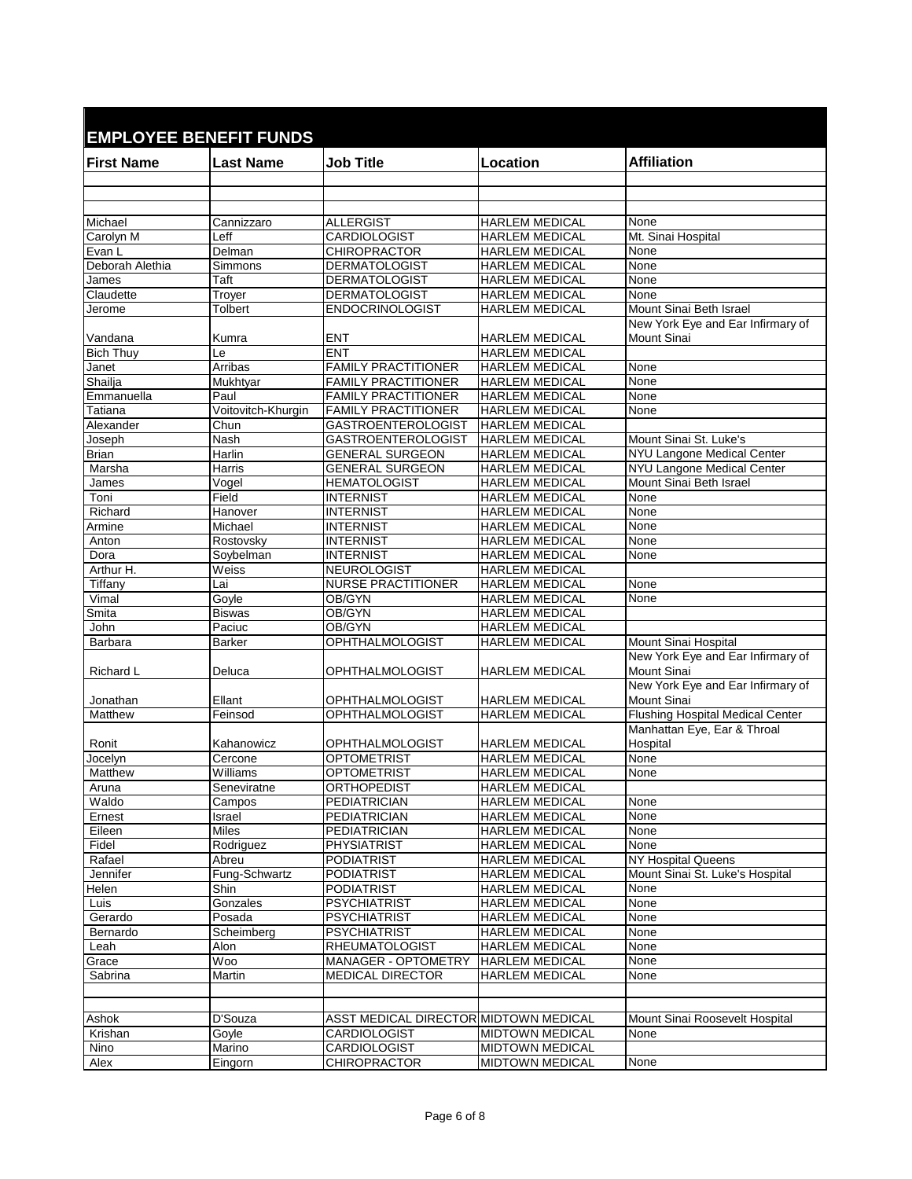## EMPLOYEE BENEFIT FUNDS

| First Name | Last Name | Job Title | Location | Affiliation |
|---|---|---|---|---|
| | | | | |
| | | | | |
| | | | | |
| Michael | Cannizzaro | ALLERGIST | HARLEM MEDICAL | None |
| Carolyn M | Leff | CARDIOLOGIST | HARLEM MEDICAL | Mt. Sinai Hospital |
| Evan L | Delman | CHIROPRACTOR | HARLEM MEDICAL | None |
| Deborah Alethia | Simmons | DERMATOLOGIST | HARLEM MEDICAL | None |
| James | Taft | DERMATOLOGIST | HARLEM MEDICAL | None |
| Claudette | Troyer | DERMATOLOGIST | HARLEM MEDICAL | None |
| Jerome | Tolbert | ENDOCRINOLOGIST | HARLEM MEDICAL | Mount Sinai Beth Israel |
| Vandana | Kumra | ENT | HARLEM MEDICAL | New York Eye and Ear Infirmary of Mount Sinai |
| Bich Thuy | Le | ENT | HARLEM MEDICAL | |
| Janet | Arribas | FAMILY PRACTITIONER | HARLEM MEDICAL | None |
| Shailja | Mukhtyar | FAMILY PRACTITIONER | HARLEM MEDICAL | None |
| Emmanuella | Paul | FAMILY PRACTITIONER | HARLEM MEDICAL | None |
| Tatiana | Voitovitch-Khurgin | FAMILY PRACTITIONER | HARLEM MEDICAL | None |
| Alexander | Chun | GASTROENTEROLOGIST | HARLEM MEDICAL | |
| Joseph | Nash | GASTROENTEROLOGIST | HARLEM MEDICAL | Mount Sinai St. Luke's |
| Brian | Harlin | GENERAL SURGEON | HARLEM MEDICAL | NYU Langone Medical Center |
| Marsha | Harris | GENERAL SURGEON | HARLEM MEDICAL | NYU Langone Medical Center |
| James | Vogel | HEMATOLOGIST | HARLEM MEDICAL | Mount Sinai Beth Israel |
| Toni | Field | INTERNIST | HARLEM MEDICAL | None |
| Richard | Hanover | INTERNIST | HARLEM MEDICAL | None |
| Armine | Michael | INTERNIST | HARLEM MEDICAL | None |
| Anton | Rostovsky | INTERNIST | HARLEM MEDICAL | None |
| Dora | Soybelman | INTERNIST | HARLEM MEDICAL | None |
| Arthur H. | Weiss | NEUROLOGIST | HARLEM MEDICAL | |
| Tiffany | Lai | NURSE PRACTITIONER | HARLEM MEDICAL | None |
| Vimal | Goyle | OB/GYN | HARLEM MEDICAL | None |
| Smita | Biswas | OB/GYN | HARLEM MEDICAL | |
| John | Paciuc | OB/GYN | HARLEM MEDICAL | |
| Barbara | Barker | OPHTHALMOLOGIST | HARLEM MEDICAL | Mount Sinai Hospital |
| Richard L | Deluca | OPHTHALMOLOGIST | HARLEM MEDICAL | New York Eye and Ear Infirmary of Mount Sinai |
| Jonathan | Ellant | OPHTHALMOLOGIST | HARLEM MEDICAL | New York Eye and Ear Infirmary of Mount Sinai |
| Matthew | Feinsod | OPHTHALMOLOGIST | HARLEM MEDICAL | Flushing Hospital Medical Center |
| Ronit | Kahanowicz | OPHTHALMOLOGIST | HARLEM MEDICAL | Manhattan Eye, Ear & Throal Hospital |
| Jocelyn | Cercone | OPTOMETRIST | HARLEM MEDICAL | None |
| Matthew | Williams | OPTOMETRIST | HARLEM MEDICAL | None |
| Aruna | Seneviratne | ORTHOPEDIST | HARLEM MEDICAL | |
| Waldo | Campos | PEDIATRICIAN | HARLEM MEDICAL | None |
| Ernest | Israel | PEDIATRICIAN | HARLEM MEDICAL | None |
| Eileen | Miles | PEDIATRICIAN | HARLEM MEDICAL | None |
| Fidel | Rodriguez | PHYSIATRIST | HARLEM MEDICAL | None |
| Rafael | Abreu | PODIATRIST | HARLEM MEDICAL | NY Hospital Queens |
| Jennifer | Fung-Schwartz | PODIATRIST | HARLEM MEDICAL | Mount Sinai St. Luke's Hospital |
| Helen | Shin | PODIATRIST | HARLEM MEDICAL | None |
| Luis | Gonzales | PSYCHIATRIST | HARLEM MEDICAL | None |
| Gerardo | Posada | PSYCHIATRIST | HARLEM MEDICAL | None |
| Bernardo | Scheimberg | PSYCHIATRIST | HARLEM MEDICAL | None |
| Leah | Alon | RHEUMATOLOGIST | HARLEM MEDICAL | None |
| Grace | Woo | MANAGER - OPTOMETRY | HARLEM MEDICAL | None |
| Sabrina | Martin | MEDICAL DIRECTOR | HARLEM MEDICAL | None |
| | | | | |
| | | | | |
| Ashok | D'Souza | ASST MEDICAL DIRECTOR | MIDTOWN MEDICAL | Mount Sinai Roosevelt Hospital |
| Krishan | Goyle | CARDIOLOGIST | MIDTOWN MEDICAL | None |
| Nino | Marino | CARDIOLOGIST | MIDTOWN MEDICAL | |
| Alex | Eingorn | CHIROPRACTOR | MIDTOWN MEDICAL | None |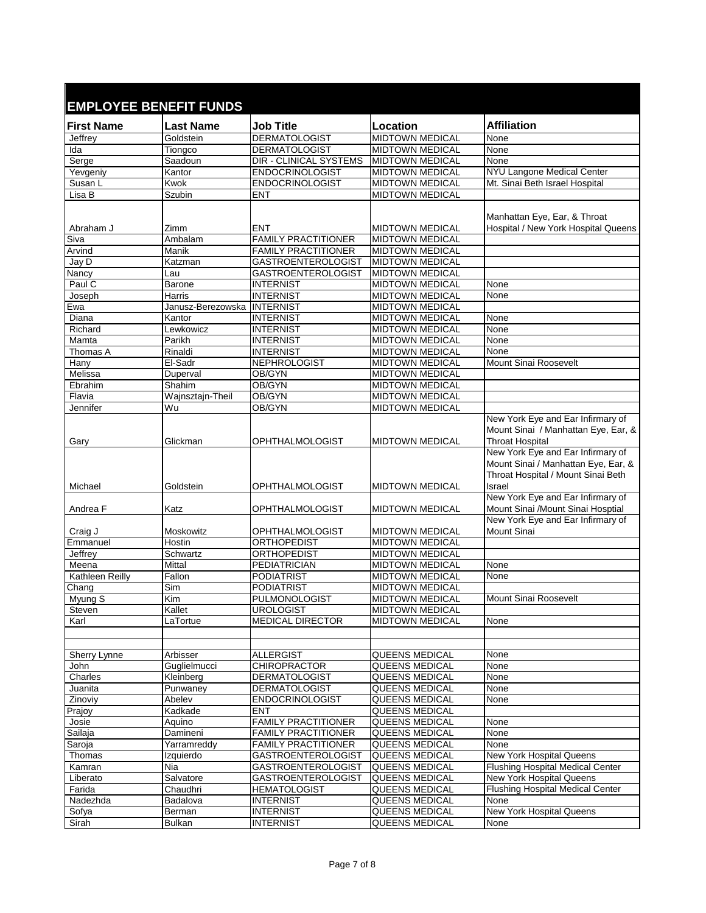## EMPLOYEE BENEFIT FUNDS

| First Name | Last Name | Job Title | Location | Affiliation |
|---|---|---|---|---|
| Jeffrey | Goldstein | DERMATOLOGIST | MIDTOWN MEDICAL | None |
| Ida | Tiongco | DERMATOLOGIST | MIDTOWN MEDICAL | None |
| Serge | Saadoun | DIR - CLINICAL SYSTEMS | MIDTOWN MEDICAL | None |
| Yevgeniy | Kantor | ENDOCRINOLOGIST | MIDTOWN MEDICAL | NYU Langone Medical Center |
| Susan L | Kwok | ENDOCRINOLOGIST | MIDTOWN MEDICAL | Mt. Sinai Beth Israel Hospital |
| Lisa B | Szubin | ENT | MIDTOWN MEDICAL | |
| Abraham J | Zimm | ENT | MIDTOWN MEDICAL | Manhattan Eye, Ear, & Throat Hospital / New York Hospital Queens |
| Siva | Ambalam | FAMILY PRACTITIONER | MIDTOWN MEDICAL | |
| Arvind | Manik | FAMILY PRACTITIONER | MIDTOWN MEDICAL | |
| Jay D | Katzman | GASTROENTEROLOGIST | MIDTOWN MEDICAL | |
| Nancy | Lau | GASTROENTEROLOGIST | MIDTOWN MEDICAL | |
| Paul C | Barone | INTERNIST | MIDTOWN MEDICAL | None |
| Joseph | Harris | INTERNIST | MIDTOWN MEDICAL | None |
| Ewa | Janusz-Berezowska | INTERNIST | MIDTOWN MEDICAL | |
| Diana | Kantor | INTERNIST | MIDTOWN MEDICAL | None |
| Richard | Lewkowicz | INTERNIST | MIDTOWN MEDICAL | None |
| Mamta | Parikh | INTERNIST | MIDTOWN MEDICAL | None |
| Thomas A | Rinaldi | INTERNIST | MIDTOWN MEDICAL | None |
| Hany | El-Sadr | NEPHROLOGIST | MIDTOWN MEDICAL | Mount Sinai Roosevelt |
| Melissa | Duperval | OB/GYN | MIDTOWN MEDICAL | |
| Ebrahim | Shahim | OB/GYN | MIDTOWN MEDICAL | |
| Flavia | Wajnsztajn-Theil | OB/GYN | MIDTOWN MEDICAL | |
| Jennifer | Wu | OB/GYN | MIDTOWN MEDICAL | |
| Gary | Glickman | OPHTHALMOLOGIST | MIDTOWN MEDICAL | New York Eye and Ear Infirmary of Mount Sinai / Manhattan Eye, Ear, & Throat Hospital |
| Michael | Goldstein | OPHTHALMOLOGIST | MIDTOWN MEDICAL | New York Eye and Ear Infirmary of Mount Sinai / Manhattan Eye, Ear, & Throat Hospital / Mount Sinai Beth Israel |
| Andrea F | Katz | OPHTHALMOLOGIST | MIDTOWN MEDICAL | New York Eye and Ear Infirmary of Mount Sinai /Mount Sinai Hosptial |
| Craig J | Moskowitz | OPHTHALMOLOGIST | MIDTOWN MEDICAL | New York Eye and Ear Infirmary of Mount Sinai |
| Emmanuel | Hostin | ORTHOPEDIST | MIDTOWN MEDICAL | |
| Jeffrey | Schwartz | ORTHOPEDIST | MIDTOWN MEDICAL | |
| Meena | Mittal | PEDIATRICIAN | MIDTOWN MEDICAL | None |
| Kathleen Reilly | Fallon | PODIATRIST | MIDTOWN MEDICAL | None |
| Chang | Sim | PODIATRIST | MIDTOWN MEDICAL | |
| Myung S | Kim | PULMONOLOGIST | MIDTOWN MEDICAL | Mount Sinai Roosevelt |
| Steven | Kallet | UROLOGIST | MIDTOWN MEDICAL | |
| Karl | LaTortue | MEDICAL DIRECTOR | MIDTOWN MEDICAL | None |
| | | | | |
| | | | | |
| Sherry Lynne | Arbisser | ALLERGIST | QUEENS MEDICAL | None |
| John | Guglielmucci | CHIROPRACTOR | QUEENS MEDICAL | None |
| Charles | Kleinberg | DERMATOLOGIST | QUEENS MEDICAL | None |
| Juanita | Punwaney | DERMATOLOGIST | QUEENS MEDICAL | None |
| Zinoviy | Abelev | ENDOCRINOLOGIST | QUEENS MEDICAL | None |
| Prajoy | Kadkade | ENT | QUEENS MEDICAL | |
| Josie | Aquino | FAMILY PRACTITIONER | QUEENS MEDICAL | None |
| Sailaja | Damineni | FAMILY PRACTITIONER | QUEENS MEDICAL | None |
| Saroja | Yarramreddy | FAMILY PRACTITIONER | QUEENS MEDICAL | None |
| Thomas | Izquierdo | GASTROENTEROLOGIST | QUEENS MEDICAL | New York Hospital Queens |
| Kamran | Nia | GASTROENTEROLOGIST | QUEENS MEDICAL | Flushing Hospital Medical Center |
| Liberato | Salvatore | GASTROENTEROLOGIST | QUEENS MEDICAL | New York Hospital Queens |
| Farida | Chaudhri | HEMATOLOGIST | QUEENS MEDICAL | Flushing Hospital Medical Center |
| Nadezhda | Badalova | INTERNIST | QUEENS MEDICAL | None |
| Sofya | Berman | INTERNIST | QUEENS MEDICAL | New York Hospital Queens |
| Sirah | Bulkan | INTERNIST | QUEENS MEDICAL | None |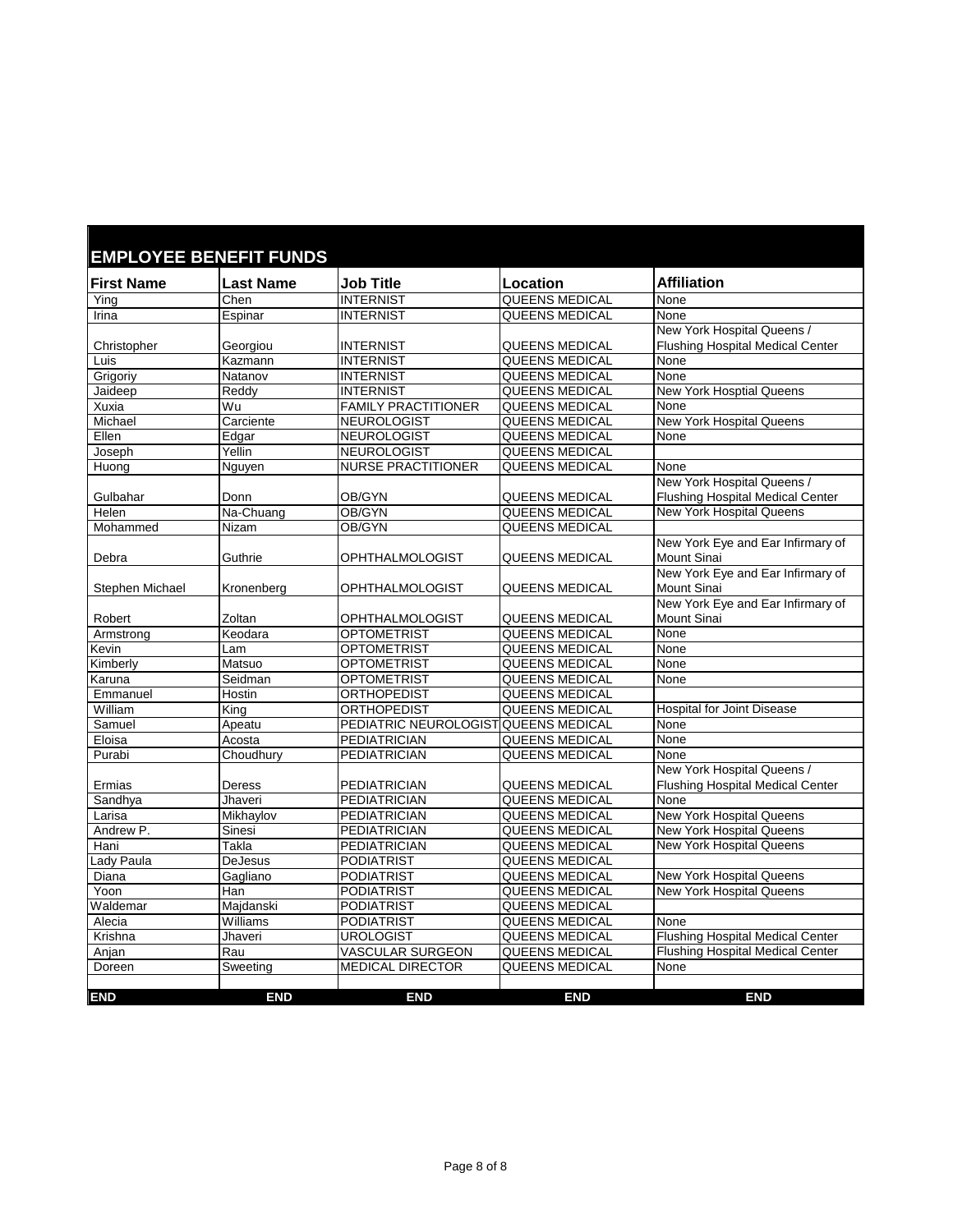## EMPLOYEE BENEFIT FUNDS

| First Name | Last Name | Job Title | Location | Affiliation |
|---|---|---|---|---|
| Ying | Chen | INTERNIST | QUEENS MEDICAL | None |
| Irina | Espinar | INTERNIST | QUEENS MEDICAL | None |
| Christopher | Georgiou | INTERNIST | QUEENS MEDICAL | New York Hospital Queens / Flushing Hospital Medical Center |
| Luis | Kazmann | INTERNIST | QUEENS MEDICAL | None |
| Grigoriy | Natanov | INTERNIST | QUEENS MEDICAL | None |
| Jaideep | Reddy | INTERNIST | QUEENS MEDICAL | New York Hosptial Queens |
| Xuxia | Wu | FAMILY PRACTITIONER | QUEENS MEDICAL | None |
| Michael | Carciente | NEUROLOGIST | QUEENS MEDICAL | New York Hospital Queens |
| Ellen | Edgar | NEUROLOGIST | QUEENS MEDICAL | None |
| Joseph | Yellin | NEUROLOGIST | QUEENS MEDICAL | |
| Huong | Nguyen | NURSE PRACTITIONER | QUEENS MEDICAL | None |
| Gulbahar | Donn | OB/GYN | QUEENS MEDICAL | New York Hospital Queens / Flushing Hospital Medical Center |
| Helen | Na-Chuang | OB/GYN | QUEENS MEDICAL | New York Hospital Queens |
| Mohammed | Nizam | OB/GYN | QUEENS MEDICAL | |
| Debra | Guthrie | OPHTHALMOLOGIST | QUEENS MEDICAL | New York Eye and Ear Infirmary of Mount Sinai |
| Stephen Michael | Kronenberg | OPHTHALMOLOGIST | QUEENS MEDICAL | New York Eye and Ear Infirmary of Mount Sinai |
| Robert | Zoltan | OPHTHALMOLOGIST | QUEENS MEDICAL | New York Eye and Ear Infirmary of Mount Sinai |
| Armstrong | Keodara | OPTOMETRIST | QUEENS MEDICAL | None |
| Kevin | Lam | OPTOMETRIST | QUEENS MEDICAL | None |
| Kimberly | Matsuo | OPTOMETRIST | QUEENS MEDICAL | None |
| Karuna | Seidman | OPTOMETRIST | QUEENS MEDICAL | None |
| Emmanuel | Hostin | ORTHOPEDIST | QUEENS MEDICAL | |
| William | King | ORTHOPEDIST | QUEENS MEDICAL | Hospital for Joint Disease |
| Samuel | Apeatu | PEDIATRIC NEUROLOGIST | QUEENS MEDICAL | None |
| Eloisa | Acosta | PEDIATRICIAN | QUEENS MEDICAL | None |
| Purabi | Choudhury | PEDIATRICIAN | QUEENS MEDICAL | None |
| Ermias | Deress | PEDIATRICIAN | QUEENS MEDICAL | New York Hospital Queens / Flushing Hospital Medical Center |
| Sandhya | Jhaveri | PEDIATRICIAN | QUEENS MEDICAL | None |
| Larisa | Mikhaylov | PEDIATRICIAN | QUEENS MEDICAL | New York Hospital Queens |
| Andrew P. | Sinesi | PEDIATRICIAN | QUEENS MEDICAL | New York Hospital Queens |
| Hani | Takla | PEDIATRICIAN | QUEENS MEDICAL | New York Hospital Queens |
| Lady Paula | DeJesus | PODIATRIST | QUEENS MEDICAL | |
| Diana | Gagliano | PODIATRIST | QUEENS MEDICAL | New York Hospital Queens |
| Yoon | Han | PODIATRIST | QUEENS MEDICAL | New York Hospital Queens |
| Waldemar | Majdanski | PODIATRIST | QUEENS MEDICAL | |
| Alecia | Williams | PODIATRIST | QUEENS MEDICAL | None |
| Krishna | Jhaveri | UROLOGIST | QUEENS MEDICAL | Flushing Hospital Medical Center |
| Anjan | Rau | VASCULAR SURGEON | QUEENS MEDICAL | Flushing Hospital Medical Center |
| Doreen | Sweeting | MEDICAL DIRECTOR | QUEENS MEDICAL | None |
| | | | | |
| **END** | **END** | **END** | **END** | **END** |